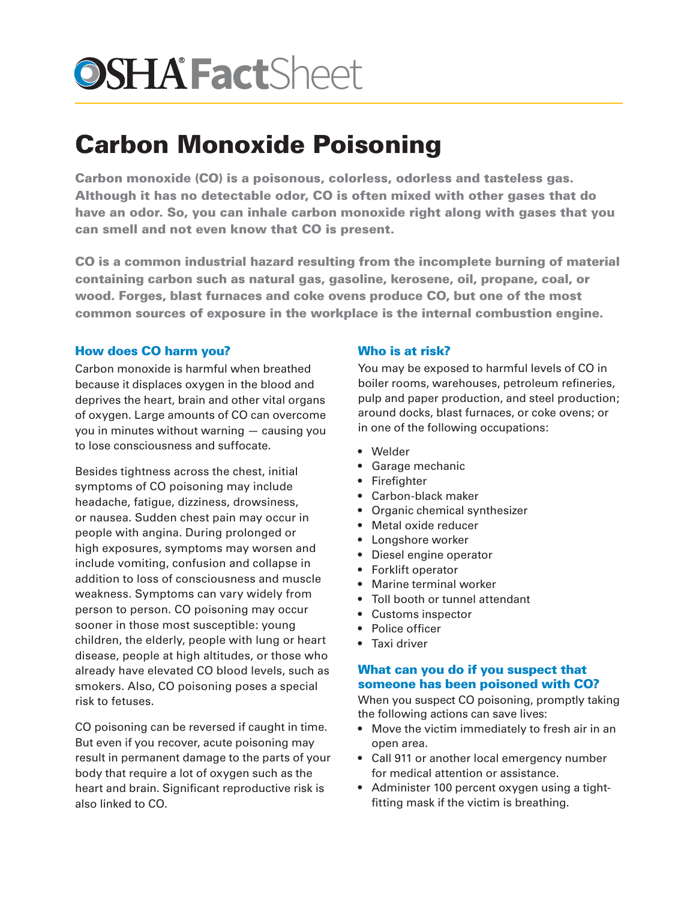# OSHA FactSheet

## Carbon Monoxide Poisoning

**Carbon monoxide (CO) is a poisonous, colorless, odorless and tasteless gas. Although it has no detectable odor, CO is often mixed with other gases that do have an odor. So, you can inhale carbon monoxide right along with gases that you can smell and not even know that CO is present.**

**CO is a common industrial hazard resulting from the incomplete burning of material containing carbon such as natural gas, gasoline, kerosene, oil, propane, coal, or wood. Forges, blast furnaces and coke ovens produce CO, but one of the most common sources of exposure in the workplace is the internal combustion engine.**

### How does CO harm you?

Carbon monoxide is harmful when breathed because it displaces oxygen in the blood and deprives the heart, brain and other vital organs of oxygen. Large amounts of CO can overcome you in minutes without warning — causing you to lose consciousness and suffocate.

Besides tightness across the chest, initial symptoms of CO poisoning may include headache, fatigue, dizziness, drowsiness, or nausea. Sudden chest pain may occur in people with angina. During prolonged or high exposures, symptoms may worsen and include vomiting, confusion and collapse in addition to loss of consciousness and muscle weakness. Symptoms can vary widely from person to person. CO poisoning may occur sooner in those most susceptible: young children, the elderly, people with lung or heart disease, people at high altitudes, or those who already have elevated CO blood levels, such as smokers. Also, CO poisoning poses a special risk to fetuses.

CO poisoning can be reversed if caught in time. But even if you recover, acute poisoning may result in permanent damage to the parts of your body that require a lot of oxygen such as the heart and brain. Significant reproductive risk is also linked to CO.

### Who is at risk?

You may be exposed to harmful levels of CO in boiler rooms, warehouses, petroleum refineries, pulp and paper production, and steel production; around docks, blast furnaces, or coke ovens; or in one of the following occupations:

- Welder
- Garage mechanic
- Firefighter
- Carbon-black maker
- Organic chemical synthesizer
- Metal oxide reducer
- Longshore worker
- Diesel engine operator
- Forklift operator
- Marine terminal worker
- Toll booth or tunnel attendant
- Customs inspector
- Police officer
- Taxi driver

### What can you do if you suspect that someone has been poisoned with CO?

When you suspect CO poisoning, promptly taking the following actions can save lives:

- Move the victim immediately to fresh air in an open area.
- Call 911 or another local emergency number for medical attention or assistance.
- Administer 100 percent oxygen using a tight-fitting mask if the victim is breathing.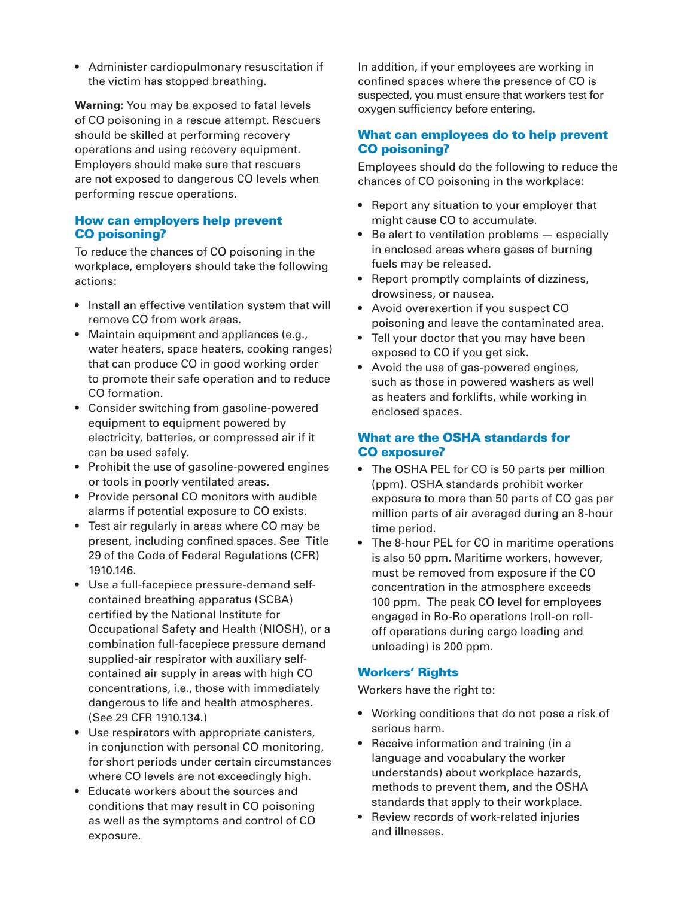- Administer cardiopulmonary resuscitation if the victim has stopped breathing.

**Warning:** You may be exposed to fatal levels of CO poisoning in a rescue attempt. Rescuers should be skilled at performing recovery operations and using recovery equipment. Employers should make sure that rescuers are not exposed to dangerous CO levels when performing rescue operations.

## How can employers help prevent CO poisoning?

To reduce the chances of CO poisoning in the workplace, employers should take the following actions:

- Install an effective ventilation system that will remove CO from work areas.
- Maintain equipment and appliances (e.g., water heaters, space heaters, cooking ranges) that can produce CO in good working order to promote their safe operation and to reduce CO formation.
- Consider switching from gasoline-powered equipment to equipment powered by electricity, batteries, or compressed air if it can be used safely.
- Prohibit the use of gasoline-powered engines or tools in poorly ventilated areas.
- Provide personal CO monitors with audible alarms if potential exposure to CO exists.
- Test air regularly in areas where CO may be present, including confined spaces. See Title 29 of the Code of Federal Regulations (CFR) 1910.146.
- Use a full-facepiece pressure-demand self-contained breathing apparatus (SCBA) certified by the National Institute for Occupational Safety and Health (NIOSH), or a combination full-facepiece pressure demand supplied-air respirator with auxiliary self-contained air supply in areas with high CO concentrations, i.e., those with immediately dangerous to life and health atmospheres. (See 29 CFR 1910.134.)
- Use respirators with appropriate canisters, in conjunction with personal CO monitoring, for short periods under certain circumstances where CO levels are not exceedingly high.
- Educate workers about the sources and conditions that may result in CO poisoning as well as the symptoms and control of CO exposure.

In addition, if your employees are working in confined spaces where the presence of CO is suspected, you must ensure that workers test for oxygen sufficiency before entering.

## What can employees do to help prevent CO poisoning?

Employees should do the following to reduce the chances of CO poisoning in the workplace:

- Report any situation to your employer that might cause CO to accumulate.
- Be alert to ventilation problems — especially in enclosed areas where gases of burning fuels may be released.
- Report promptly complaints of dizziness, drowsiness, or nausea.
- Avoid overexertion if you suspect CO poisoning and leave the contaminated area.
- Tell your doctor that you may have been exposed to CO if you get sick.
- Avoid the use of gas-powered engines, such as those in powered washers as well as heaters and forklifts, while working in enclosed spaces.

## What are the OSHA standards for CO exposure?

- The OSHA PEL for CO is 50 parts per million (ppm). OSHA standards prohibit worker exposure to more than 50 parts of CO gas per million parts of air averaged during an 8-hour time period.
- The 8-hour PEL for CO in maritime operations is also 50 ppm. Maritime workers, however, must be removed from exposure if the CO concentration in the atmosphere exceeds 100 ppm. The peak CO level for employees engaged in Ro-Ro operations (roll-on roll-off operations during cargo loading and unloading) is 200 ppm.

## Workers' Rights

Workers have the right to:

- Working conditions that do not pose a risk of serious harm.
- Receive information and training (in a language and vocabulary the worker understands) about workplace hazards, methods to prevent them, and the OSHA standards that apply to their workplace.
- Review records of work-related injuries and illnesses.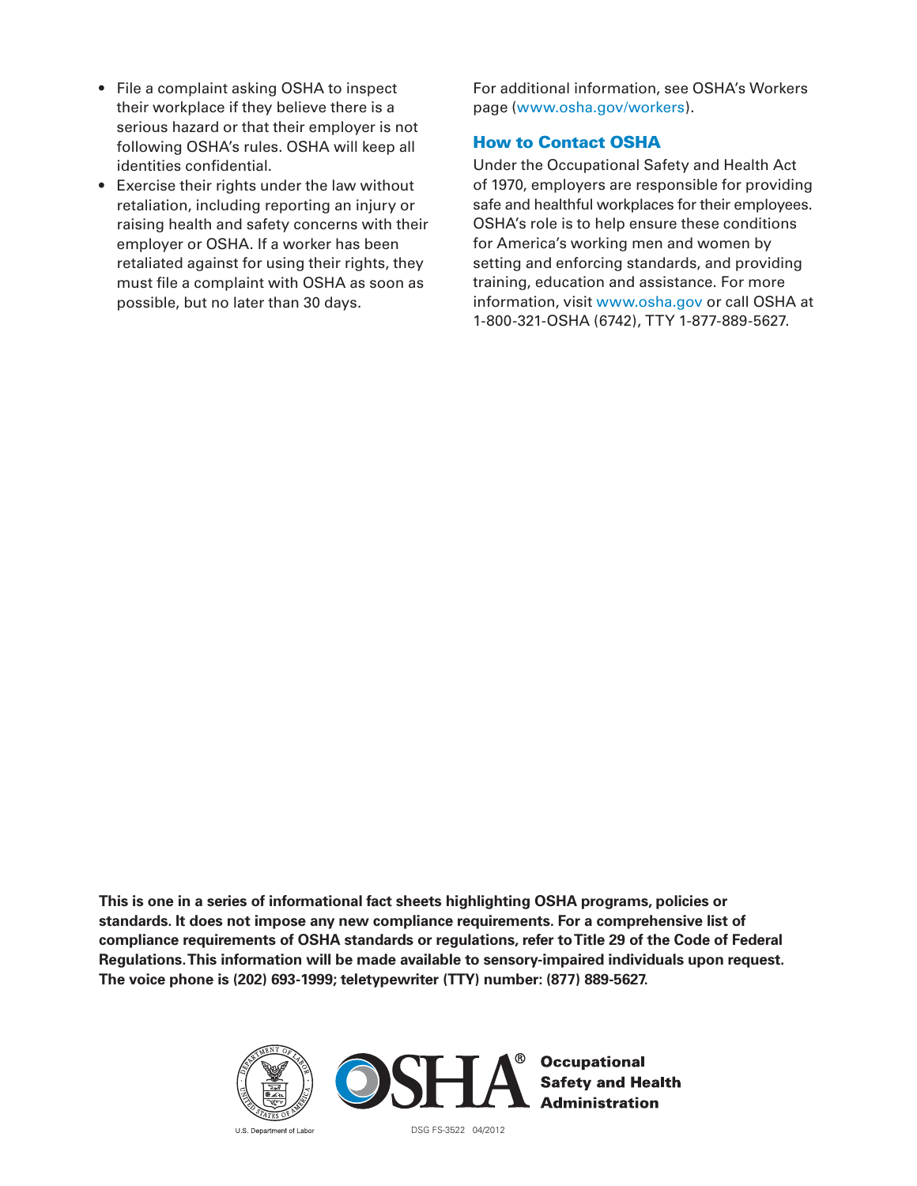- File a complaint asking OSHA to inspect their workplace if they believe there is a serious hazard or that their employer is not following OSHA's rules. OSHA will keep all identities confidential.
- Exercise their rights under the law without retaliation, including reporting an injury or raising health and safety concerns with their employer or OSHA. If a worker has been retaliated against for using their rights, they must file a complaint with OSHA as soon as possible, but no later than 30 days.

For additional information, see OSHA's Workers page (www.osha.gov/workers).

## How to Contact OSHA

Under the Occupational Safety and Health Act of 1970, employers are responsible for providing safe and healthful workplaces for their employees. OSHA's role is to help ensure these conditions for America's working men and women by setting and enforcing standards, and providing training, education and assistance. For more information, visit www.osha.gov or call OSHA at 1-800-321-OSHA (6742), TTY 1-877-889-5627.

**This is one in a series of informational fact sheets highlighting OSHA programs, policies or standards. It does not impose any new compliance requirements. For a comprehensive list of compliance requirements of OSHA standards or regulations, refer to Title 29 of the Code of Federal Regulations. This information will be made available to sensory-impaired individuals upon request. The voice phone is (202) 693-1999; teletypewriter (TTY) number: (877) 889-5627.**

U.S. Department of Labor

OSHA® Occupational Safety and Health Administration

DSG FS-3522 04/2012